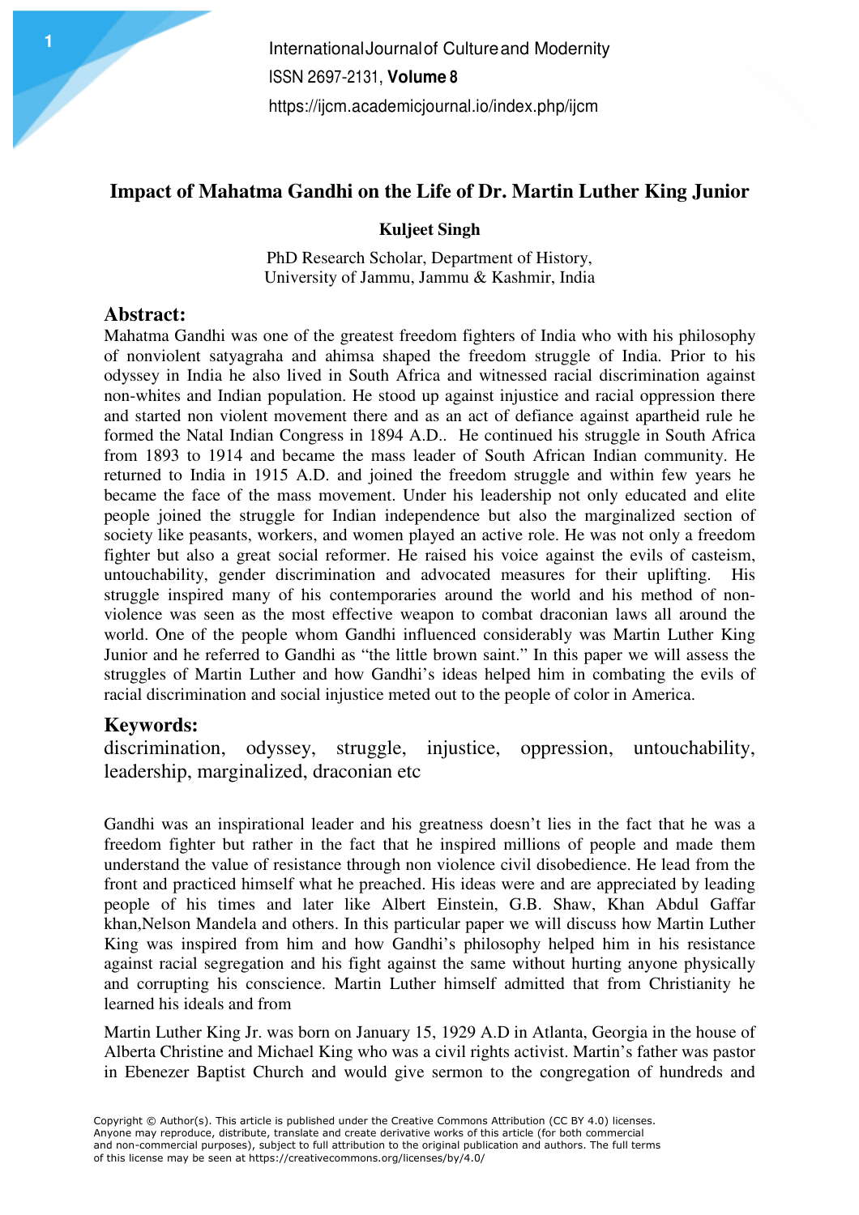# Impact of Mahatma Gandhi on the Life of Dr. Martin Luther King Junior

**Kuljeet Singh**

PhD Research Scholar, Department of History,
University of Jammu, Jammu & Kashmir, India

## Abstract:

Mahatma Gandhi was one of the greatest freedom fighters of India who with his philosophy of nonviolent satyagraha and ahimsa shaped the freedom struggle of India. Prior to his odyssey in India he also lived in South Africa and witnessed racial discrimination against non-whites and Indian population. He stood up against injustice and racial oppression there and started non violent movement there and as an act of defiance against apartheid rule he formed the Natal Indian Congress in 1894 A.D.. He continued his struggle in South Africa from 1893 to 1914 and became the mass leader of South African Indian community. He returned to India in 1915 A.D. and joined the freedom struggle and within few years he became the face of the mass movement. Under his leadership not only educated and elite people joined the struggle for Indian independence but also the marginalized section of society like peasants, workers, and women played an active role. He was not only a freedom fighter but also a great social reformer. He raised his voice against the evils of casteism, untouchability, gender discrimination and advocated measures for their uplifting. His struggle inspired many of his contemporaries around the world and his method of non-violence was seen as the most effective weapon to combat draconian laws all around the world. One of the people whom Gandhi influenced considerably was Martin Luther King Junior and he referred to Gandhi as "the little brown saint." In this paper we will assess the struggles of Martin Luther and how Gandhi's ideas helped him in combating the evils of racial discrimination and social injustice meted out to the people of color in America.

## Keywords:

discrimination, odyssey, struggle, injustice, oppression, untouchability, leadership, marginalized, draconian etc

Gandhi was an inspirational leader and his greatness doesn't lies in the fact that he was a freedom fighter but rather in the fact that he inspired millions of people and made them understand the value of resistance through non violence civil disobedience. He lead from the front and practiced himself what he preached. His ideas were and are appreciated by leading people of his times and later like Albert Einstein, G.B. Shaw, Khan Abdul Gaffar khan,Nelson Mandela and others. In this particular paper we will discuss how Martin Luther King was inspired from him and how Gandhi's philosophy helped him in his resistance against racial segregation and his fight against the same without hurting anyone physically and corrupting his conscience. Martin Luther himself admitted that from Christianity he learned his ideals and from

Martin Luther King Jr. was born on January 15, 1929 A.D in Atlanta, Georgia in the house of Alberta Christine and Michael King who was a civil rights activist. Martin's father was pastor in Ebenezer Baptist Church and would give sermon to the congregation of hundreds and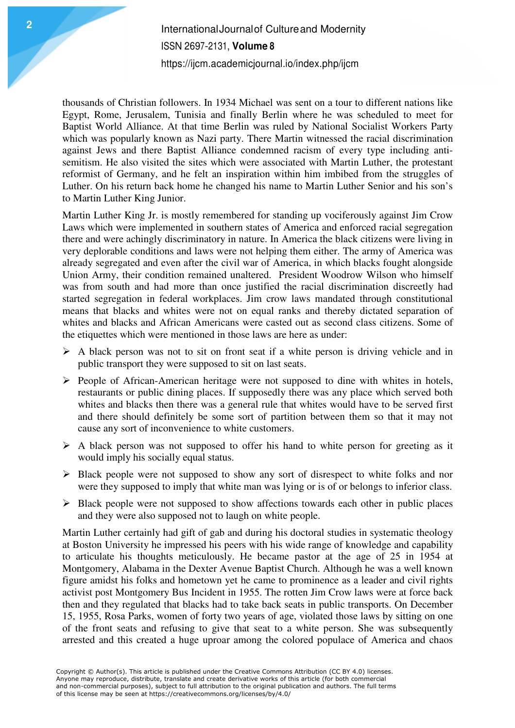thousands of Christian followers. In 1934 Michael was sent on a tour to different nations like Egypt, Rome, Jerusalem, Tunisia and finally Berlin where he was scheduled to meet for Baptist World Alliance. At that time Berlin was ruled by National Socialist Workers Party which was popularly known as Nazi party. There Martin witnessed the racial discrimination against Jews and there Baptist Alliance condemned racism of every type including anti-semitism. He also visited the sites which were associated with Martin Luther, the protestant reformist of Germany, and he felt an inspiration within him imbibed from the struggles of Luther. On his return back home he changed his name to Martin Luther Senior and his son's to Martin Luther King Junior.

Martin Luther King Jr. is mostly remembered for standing up vociferously against Jim Crow Laws which were implemented in southern states of America and enforced racial segregation there and were achingly discriminatory in nature. In America the black citizens were living in very deplorable conditions and laws were not helping them either. The army of America was already segregated and even after the civil war of America, in which blacks fought alongside Union Army, their condition remained unaltered. President Woodrow Wilson who himself was from south and had more than once justified the racial discrimination discreetly had started segregation in federal workplaces. Jim crow laws mandated through constitutional means that blacks and whites were not on equal ranks and thereby dictated separation of whites and blacks and African Americans were casted out as second class citizens. Some of the etiquettes which were mentioned in those laws are here as under:

- A black person was not to sit on front seat if a white person is driving vehicle and in public transport they were supposed to sit on last seats.
- People of African-American heritage were not supposed to dine with whites in hotels, restaurants or public dining places. If supposedly there was any place which served both whites and blacks then there was a general rule that whites would have to be served first and there should definitely be some sort of partition between them so that it may not cause any sort of inconvenience to white customers.
- A black person was not supposed to offer his hand to white person for greeting as it would imply his socially equal status.
- Black people were not supposed to show any sort of disrespect to white folks and nor were they supposed to imply that white man was lying or is of or belongs to inferior class.
- Black people were not supposed to show affections towards each other in public places and they were also supposed not to laugh on white people.

Martin Luther certainly had gift of gab and during his doctoral studies in systematic theology at Boston University he impressed his peers with his wide range of knowledge and capability to articulate his thoughts meticulously. He became pastor at the age of 25 in 1954 at Montgomery, Alabama in the Dexter Avenue Baptist Church. Although he was a well known figure amidst his folks and hometown yet he came to prominence as a leader and civil rights activist post Montgomery Bus Incident in 1955. The rotten Jim Crow laws were at force back then and they regulated that blacks had to take back seats in public transports. On December 15, 1955, Rosa Parks, women of forty two years of age, violated those laws by sitting on one of the front seats and refusing to give that seat to a white person. She was subsequently arrested and this created a huge uproar among the colored populace of America and chaos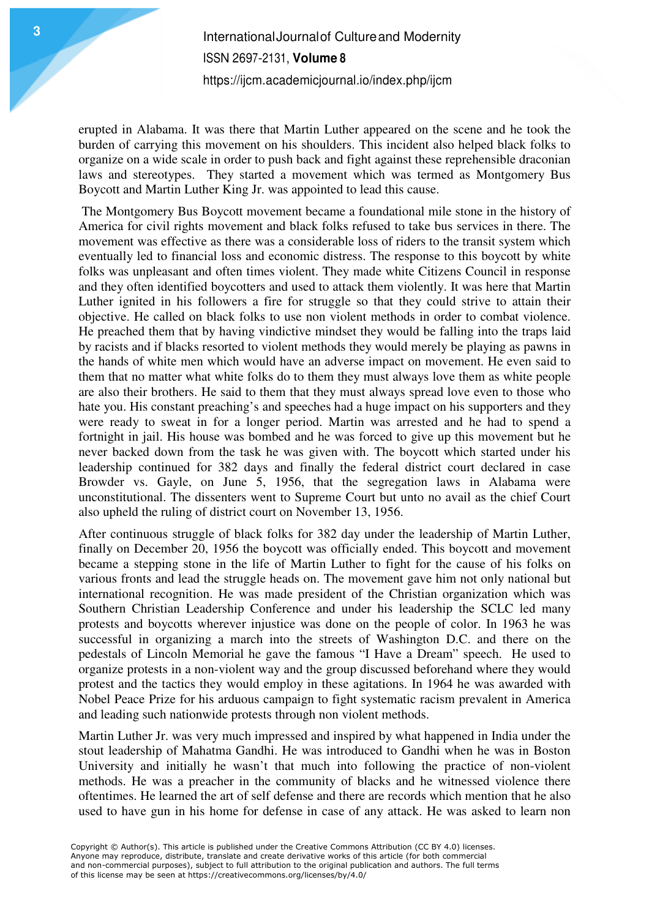erupted in Alabama. It was there that Martin Luther appeared on the scene and he took the burden of carrying this movement on his shoulders. This incident also helped black folks to organize on a wide scale in order to push back and fight against these reprehensible draconian laws and stereotypes. They started a movement which was termed as Montgomery Bus Boycott and Martin Luther King Jr. was appointed to lead this cause.

The Montgomery Bus Boycott movement became a foundational mile stone in the history of America for civil rights movement and black folks refused to take bus services in there. The movement was effective as there was a considerable loss of riders to the transit system which eventually led to financial loss and economic distress. The response to this boycott by white folks was unpleasant and often times violent. They made white Citizens Council in response and they often identified boycotters and used to attack them violently. It was here that Martin Luther ignited in his followers a fire for struggle so that they could strive to attain their objective. He called on black folks to use non violent methods in order to combat violence. He preached them that by having vindictive mindset they would be falling into the traps laid by racists and if blacks resorted to violent methods they would merely be playing as pawns in the hands of white men which would have an adverse impact on movement. He even said to them that no matter what white folks do to them they must always love them as white people are also their brothers. He said to them that they must always spread love even to those who hate you. His constant preaching's and speeches had a huge impact on his supporters and they were ready to sweat in for a longer period. Martin was arrested and he had to spend a fortnight in jail. His house was bombed and he was forced to give up this movement but he never backed down from the task he was given with. The boycott which started under his leadership continued for 382 days and finally the federal district court declared in case Browder vs. Gayle, on June 5, 1956, that the segregation laws in Alabama were unconstitutional. The dissenters went to Supreme Court but unto no avail as the chief Court also upheld the ruling of district court on November 13, 1956.

After continuous struggle of black folks for 382 day under the leadership of Martin Luther, finally on December 20, 1956 the boycott was officially ended. This boycott and movement became a stepping stone in the life of Martin Luther to fight for the cause of his folks on various fronts and lead the struggle heads on. The movement gave him not only national but international recognition. He was made president of the Christian organization which was Southern Christian Leadership Conference and under his leadership the SCLC led many protests and boycotts wherever injustice was done on the people of color. In 1963 he was successful in organizing a march into the streets of Washington D.C. and there on the pedestals of Lincoln Memorial he gave the famous "I Have a Dream" speech. He used to organize protests in a non-violent way and the group discussed beforehand where they would protest and the tactics they would employ in these agitations. In 1964 he was awarded with Nobel Peace Prize for his arduous campaign to fight systematic racism prevalent in America and leading such nationwide protests through non violent methods.

Martin Luther Jr. was very much impressed and inspired by what happened in India under the stout leadership of Mahatma Gandhi. He was introduced to Gandhi when he was in Boston University and initially he wasn't that much into following the practice of non-violent methods. He was a preacher in the community of blacks and he witnessed violence there oftentimes. He learned the art of self defense and there are records which mention that he also used to have gun in his home for defense in case of any attack. He was asked to learn non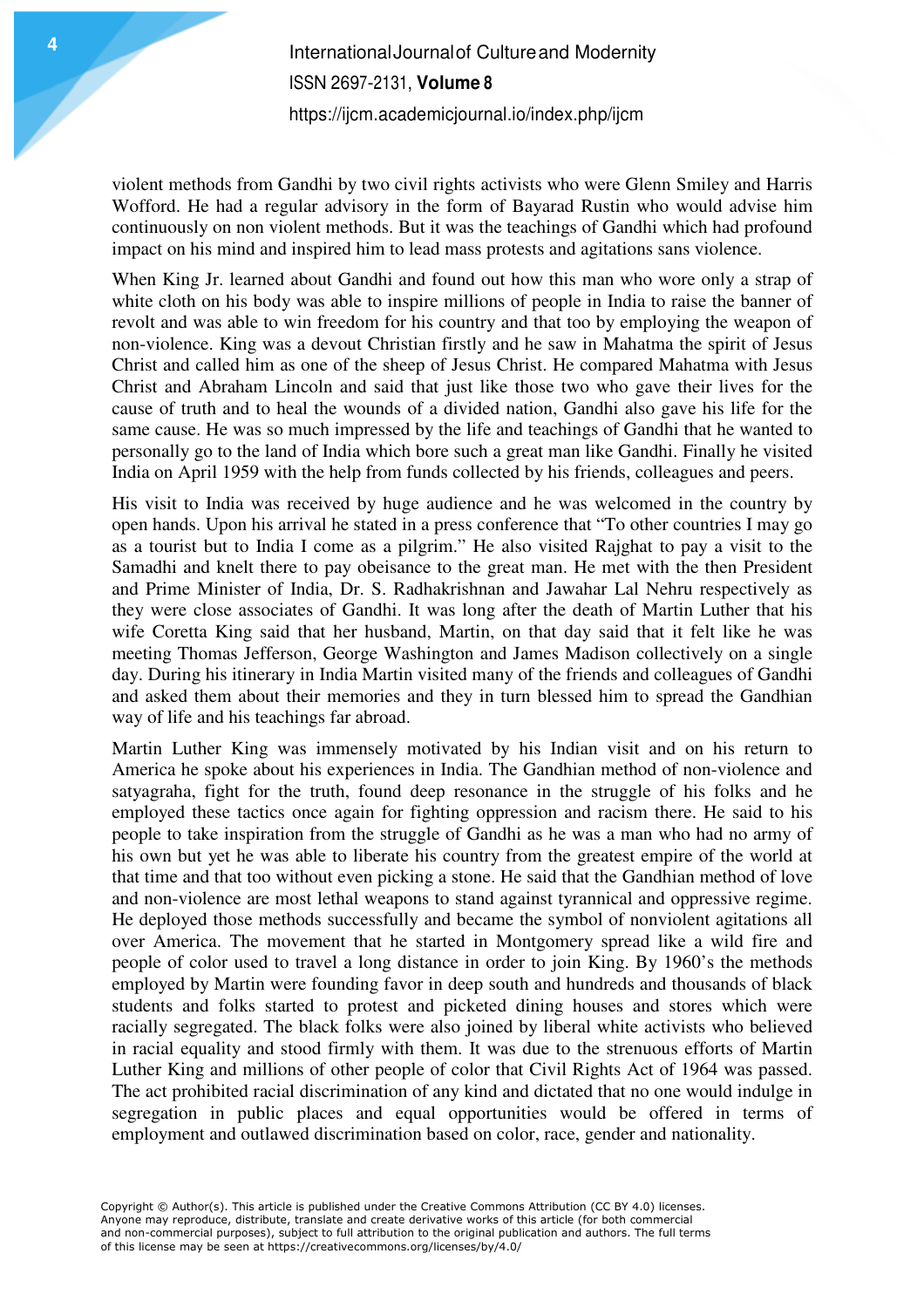violent methods from Gandhi by two civil rights activists who were Glenn Smiley and Harris Wofford. He had a regular advisory in the form of Bayarad Rustin who would advise him continuously on non violent methods. But it was the teachings of Gandhi which had profound impact on his mind and inspired him to lead mass protests and agitations sans violence.

When King Jr. learned about Gandhi and found out how this man who wore only a strap of white cloth on his body was able to inspire millions of people in India to raise the banner of revolt and was able to win freedom for his country and that too by employing the weapon of non-violence. King was a devout Christian firstly and he saw in Mahatma the spirit of Jesus Christ and called him as one of the sheep of Jesus Christ. He compared Mahatma with Jesus Christ and Abraham Lincoln and said that just like those two who gave their lives for the cause of truth and to heal the wounds of a divided nation, Gandhi also gave his life for the same cause. He was so much impressed by the life and teachings of Gandhi that he wanted to personally go to the land of India which bore such a great man like Gandhi. Finally he visited India on April 1959 with the help from funds collected by his friends, colleagues and peers.

His visit to India was received by huge audience and he was welcomed in the country by open hands. Upon his arrival he stated in a press conference that "To other countries I may go as a tourist but to India I come as a pilgrim." He also visited Rajghat to pay a visit to the Samadhi and knelt there to pay obeisance to the great man. He met with the then President and Prime Minister of India, Dr. S. Radhakrishnan and Jawahar Lal Nehru respectively as they were close associates of Gandhi. It was long after the death of Martin Luther that his wife Coretta King said that her husband, Martin, on that day said that it felt like he was meeting Thomas Jefferson, George Washington and James Madison collectively on a single day. During his itinerary in India Martin visited many of the friends and colleagues of Gandhi and asked them about their memories and they in turn blessed him to spread the Gandhian way of life and his teachings far abroad.

Martin Luther King was immensely motivated by his Indian visit and on his return to America he spoke about his experiences in India. The Gandhian method of non-violence and satyagraha, fight for the truth, found deep resonance in the struggle of his folks and he employed these tactics once again for fighting oppression and racism there. He said to his people to take inspiration from the struggle of Gandhi as he was a man who had no army of his own but yet he was able to liberate his country from the greatest empire of the world at that time and that too without even picking a stone. He said that the Gandhian method of love and non-violence are most lethal weapons to stand against tyrannical and oppressive regime. He deployed those methods successfully and became the symbol of nonviolent agitations all over America. The movement that he started in Montgomery spread like a wild fire and people of color used to travel a long distance in order to join King. By 1960's the methods employed by Martin were founding favor in deep south and hundreds and thousands of black students and folks started to protest and picketed dining houses and stores which were racially segregated. The black folks were also joined by liberal white activists who believed in racial equality and stood firmly with them. It was due to the strenuous efforts of Martin Luther King and millions of other people of color that Civil Rights Act of 1964 was passed. The act prohibited racial discrimination of any kind and dictated that no one would indulge in segregation in public places and equal opportunities would be offered in terms of employment and outlawed discrimination based on color, race, gender and nationality.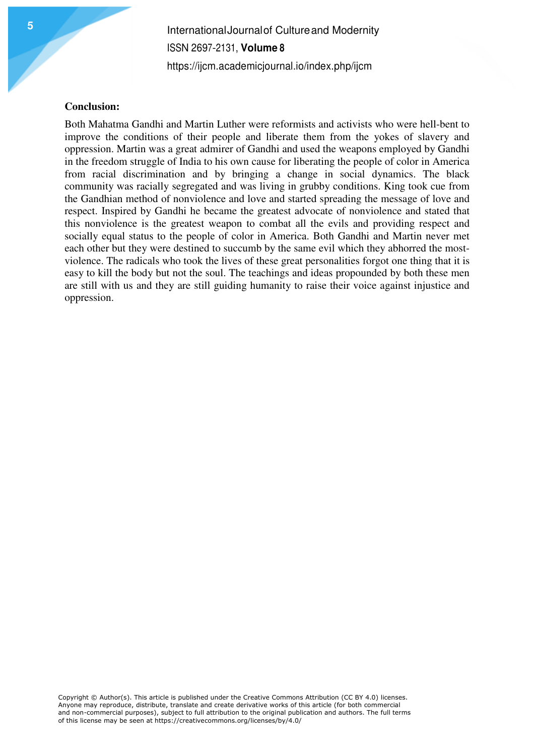**Conclusion:**

Both Mahatma Gandhi and Martin Luther were reformists and activists who were hell-bent to improve the conditions of their people and liberate them from the yokes of slavery and oppression. Martin was a great admirer of Gandhi and used the weapons employed by Gandhi in the freedom struggle of India to his own cause for liberating the people of color in America from racial discrimination and by bringing a change in social dynamics. The black community was racially segregated and was living in grubby conditions. King took cue from the Gandhian method of nonviolence and love and started spreading the message of love and respect. Inspired by Gandhi he became the greatest advocate of nonviolence and stated that this nonviolence is the greatest weapon to combat all the evils and providing respect and socially equal status to the people of color in America. Both Gandhi and Martin never met each other but they were destined to succumb by the same evil which they abhorred the most-violence. The radicals who took the lives of these great personalities forgot one thing that it is easy to kill the body but not the soul. The teachings and ideas propounded by both these men are still with us and they are still guiding humanity to raise their voice against injustice and oppression.

Copyright © Author(s). This article is published under the Creative Commons Attribution (CC BY 4.0) licenses. Anyone may reproduce, distribute, translate and create derivative works of this article (for both commercial and non-commercial purposes), subject to full attribution to the original publication and authors. The full terms of this license may be seen at https://creativecommons.org/licenses/by/4.0/